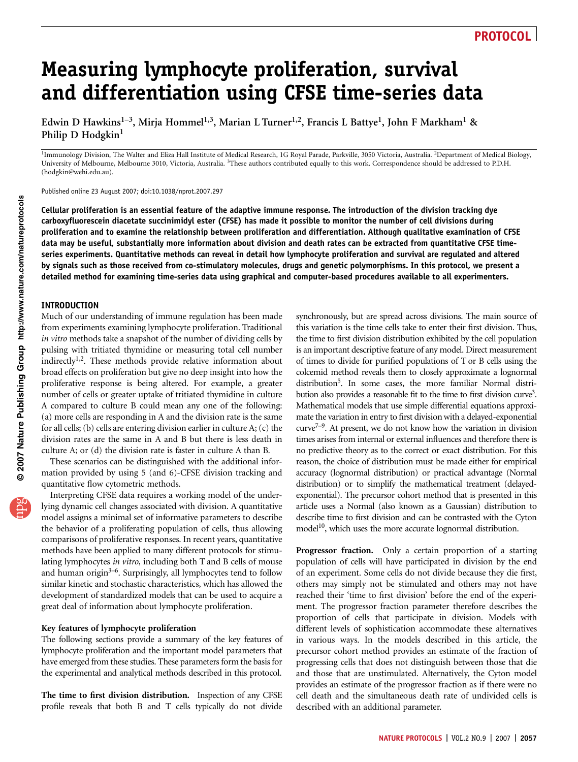PROTOCOL

# Measuring lymphocyte proliferation, survival and differentiation using CFSE time-series data

Edwin D Hawkins[1–3], Mirja Hommel[1,3], Marian L Turner[1,2], Francis L Battye[1], John F Markham[1] & Philip D Hodgkin[1]

[1]Immunology Division, The Walter and Eliza Hall Institute of Medical Research, 1G Royal Parade, Parkville, 3050 Victoria, Australia. [2]Department of Medical Biology, University of Melbourne, Melbourne 3010, Victoria, Australia. [3]These authors contributed equally to this work. Correspondence should be addressed to P.D.H. (hodgkin@wehi.edu.au).

Published online 23 August 2007; doi:10.1038/nprot.2007.297

**Cellular proliferation is an essential feature of the adaptive immune response. The introduction of the division tracking dye carboxyfluorescein diacetate succinimidyl ester (CFSE) has made it possible to monitor the number of cell divisions during proliferation and to examine the relationship between proliferation and differentiation. Although qualitative examination of CFSE data may be useful, substantially more information about division and death rates can be extracted from quantitative CFSE time-series experiments. Quantitative methods can reveal in detail how lymphocyte proliferation and survival are regulated and altered by signals such as those received from co-stimulatory molecules, drugs and genetic polymorphisms. In this protocol, we present a detailed method for examining time-series data using graphical and computer-based procedures available to all experimenters.**

## INTRODUCTION

Much of our understanding of immune regulation has been made from experiments examining lymphocyte proliferation. Traditional *in vitro* methods take a snapshot of the number of dividing cells by pulsing with tritiated thymidine or measuring total cell number indirectly[1,2]. These methods provide relative information about broad effects on proliferation but give no deep insight into how the proliferative response is being altered. For example, a greater number of cells or greater uptake of tritiated thymidine in culture A compared to culture B could mean any one of the following: (a) more cells are responding in A and the division rate is the same for all cells; (b) cells are entering division earlier in culture A; (c) the division rates are the same in A and B but there is less death in culture A; or (d) the division rate is faster in culture A than B.

These scenarios can be distinguished with the additional information provided by using 5 (and 6)-CFSE division tracking and quantitative flow cytometric methods.

Interpreting CFSE data requires a working model of the underlying dynamic cell changes associated with division. A quantitative model assigns a minimal set of informative parameters to describe the behavior of a proliferating population of cells, thus allowing comparisons of proliferative responses. In recent years, quantitative methods have been applied to many different protocols for stimulating lymphocytes *in vitro*, including both T and B cells of mouse and human origin[3–6]. Surprisingly, all lymphocytes tend to follow similar kinetic and stochastic characteristics, which has allowed the development of standardized models that can be used to acquire a great deal of information about lymphocyte proliferation.

### Key features of lymphocyte proliferation

The following sections provide a summary of the key features of lymphocyte proliferation and the important model parameters that have emerged from these studies. These parameters form the basis for the experimental and analytical methods described in this protocol.

**The time to first division distribution.** Inspection of any CFSE profile reveals that both B and T cells typically do not divide synchronously, but are spread across divisions. The main source of this variation is the time cells take to enter their first division. Thus, the time to first division distribution exhibited by the cell population is an important descriptive feature of any model. Direct measurement of times to divide for purified populations of T or B cells using the colcemid method reveals them to closely approximate a lognormal distribution[5]. In some cases, the more familiar Normal distribution also provides a reasonable fit to the time to first division curve[3]. Mathematical models that use simple differential equations approximate the variation in entry to first division with a delayed-exponential curve[7–9]. At present, we do not know how the variation in division times arises from internal or external influences and therefore there is no predictive theory as to the correct or exact distribution. For this reason, the choice of distribution must be made either for empirical accuracy (lognormal distribution) or practical advantage (Normal distribution) or to simplify the mathematical treatment (delayed-exponential). The precursor cohort method that is presented in this article uses a Normal (also known as a Gaussian) distribution to describe time to first division and can be contrasted with the Cyton model[10], which uses the more accurate lognormal distribution.

**Progressor fraction.** Only a certain proportion of a starting population of cells will have participated in division by the end of an experiment. Some cells do not divide because they die first, others may simply not be stimulated and others may not have reached their 'time to first division' before the end of the experiment. The progressor fraction parameter therefore describes the proportion of cells that participate in division. Models with different levels of sophistication accommodate these alternatives in various ways. In the models described in this article, the precursor cohort method provides an estimate of the fraction of progressing cells that does not distinguish between those that die and those that are unstimulated. Alternatively, the Cyton model provides an estimate of the progressor fraction as if there were no cell death and the simultaneous death rate of undivided cells is described with an additional parameter.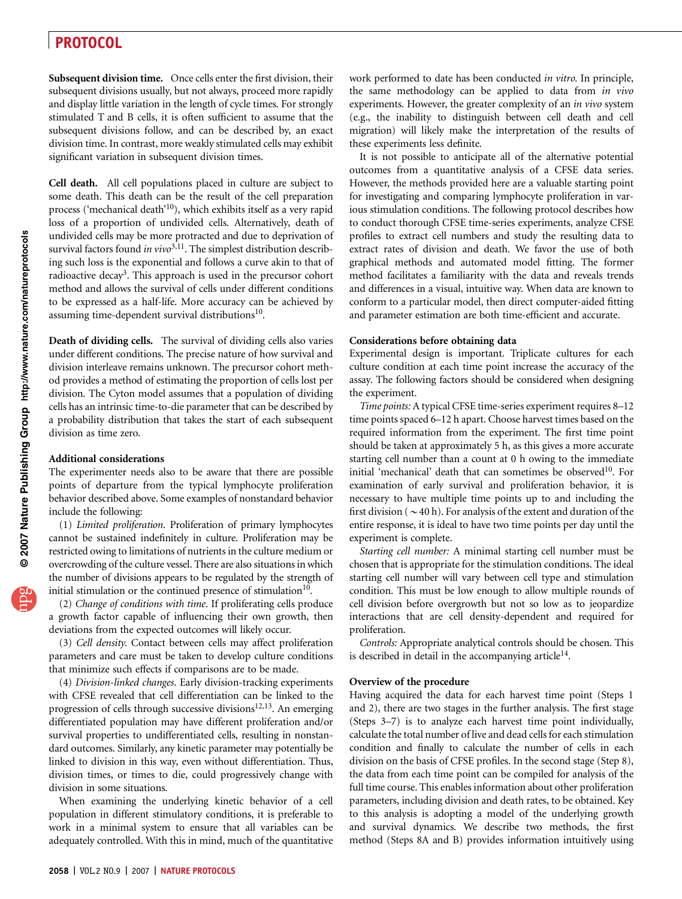**Subsequent division time.** Once cells enter the first division, their subsequent divisions usually, but not always, proceed more rapidly and display little variation in the length of cycle times. For strongly stimulated T and B cells, it is often sufficient to assume that the subsequent divisions follow, and can be described by, an exact division time. In contrast, more weakly stimulated cells may exhibit significant variation in subsequent division times.

**Cell death.** All cell populations placed in culture are subject to some death. This death can be the result of the cell preparation process ('mechanical death'[10]), which exhibits itself as a very rapid loss of a proportion of undivided cells. Alternatively, death of undivided cells may be more protracted and due to deprivation of survival factors found *in vivo*[3,11]. The simplest distribution describing such loss is the exponential and follows a curve akin to that of radioactive decay[3]. This approach is used in the precursor cohort method and allows the survival of cells under different conditions to be expressed as a half-life. More accuracy can be achieved by assuming time-dependent survival distributions[10].

**Death of dividing cells.** The survival of dividing cells also varies under different conditions. The precise nature of how survival and division interleave remains unknown. The precursor cohort method provides a method of estimating the proportion of cells lost per division. The Cyton model assumes that a population of dividing cells has an intrinsic time-to-die parameter that can be described by a probability distribution that takes the start of each subsequent division as time zero.

### Additional considerations

The experimenter needs also to be aware that there are possible points of departure from the typical lymphocyte proliferation behavior described above. Some examples of nonstandard behavior include the following:

(1) *Limited proliferation*. Proliferation of primary lymphocytes cannot be sustained indefinitely in culture. Proliferation may be restricted owing to limitations of nutrients in the culture medium or overcrowding of the culture vessel. There are also situations in which the number of divisions appears to be regulated by the strength of initial stimulation or the continued presence of stimulation[10].

(2) *Change of conditions with time*. If proliferating cells produce a growth factor capable of influencing their own growth, then deviations from the expected outcomes will likely occur.

(3) *Cell density*. Contact between cells may affect proliferation parameters and care must be taken to develop culture conditions that minimize such effects if comparisons are to be made.

(4) *Division-linked changes*. Early division-tracking experiments with CFSE revealed that cell differentiation can be linked to the progression of cells through successive divisions[12,13]. An emerging differentiated population may have different proliferation and/or survival properties to undifferentiated cells, resulting in nonstandard outcomes. Similarly, any kinetic parameter may potentially be linked to division in this way, even without differentiation. Thus, division times, or times to die, could progressively change with division in some situations.

When examining the underlying kinetic behavior of a cell population in different stimulatory conditions, it is preferable to work in a minimal system to ensure that all variables can be adequately controlled. With this in mind, much of the quantitative work performed to date has been conducted *in vitro*. In principle, the same methodology can be applied to data from *in vivo* experiments. However, the greater complexity of an *in vivo* system (e.g., the inability to distinguish between cell death and cell migration) will likely make the interpretation of the results of these experiments less definite.

It is not possible to anticipate all of the alternative potential outcomes from a quantitative analysis of a CFSE data series. However, the methods provided here are a valuable starting point for investigating and comparing lymphocyte proliferation in various stimulation conditions. The following protocol describes how to conduct thorough CFSE time-series experiments, analyze CFSE profiles to extract cell numbers and study the resulting data to extract rates of division and death. We favor the use of both graphical methods and automated model fitting. The former method facilitates a familiarity with the data and reveals trends and differences in a visual, intuitive way. When data are known to conform to a particular model, then direct computer-aided fitting and parameter estimation are both time-efficient and accurate.

### Considerations before obtaining data

Experimental design is important. Triplicate cultures for each culture condition at each time point increase the accuracy of the assay. The following factors should be considered when designing the experiment.

*Time points:* A typical CFSE time-series experiment requires 8–12 time points spaced 6–12 h apart. Choose harvest times based on the required information from the experiment. The first time point should be taken at approximately 5 h, as this gives a more accurate starting cell number than a count at 0 h owing to the immediate initial 'mechanical' death that can sometimes be observed[10]. For examination of early survival and proliferation behavior, it is necessary to have multiple time points up to and including the first division (~40 h). For analysis of the extent and duration of the entire response, it is ideal to have two time points per day until the experiment is complete.

*Starting cell number:* A minimal starting cell number must be chosen that is appropriate for the stimulation conditions. The ideal starting cell number will vary between cell type and stimulation condition. This must be low enough to allow multiple rounds of cell division before overgrowth but not so low as to jeopardize interactions that are cell density-dependent and required for proliferation.

*Controls:* Appropriate analytical controls should be chosen. This is described in detail in the accompanying article[14].

### Overview of the procedure

Having acquired the data for each harvest time point (Steps 1 and 2), there are two stages in the further analysis. The first stage (Steps 3–7) is to analyze each harvest time point individually, calculate the total number of live and dead cells for each stimulation condition and finally to calculate the number of cells in each division on the basis of CFSE profiles. In the second stage (Step 8), the data from each time point can be compiled for analysis of the full time course. This enables information about other proliferation parameters, including division and death rates, to be obtained. Key to this analysis is adopting a model of the underlying growth and survival dynamics. We describe two methods, the first method (Steps 8A and B) provides information intuitively using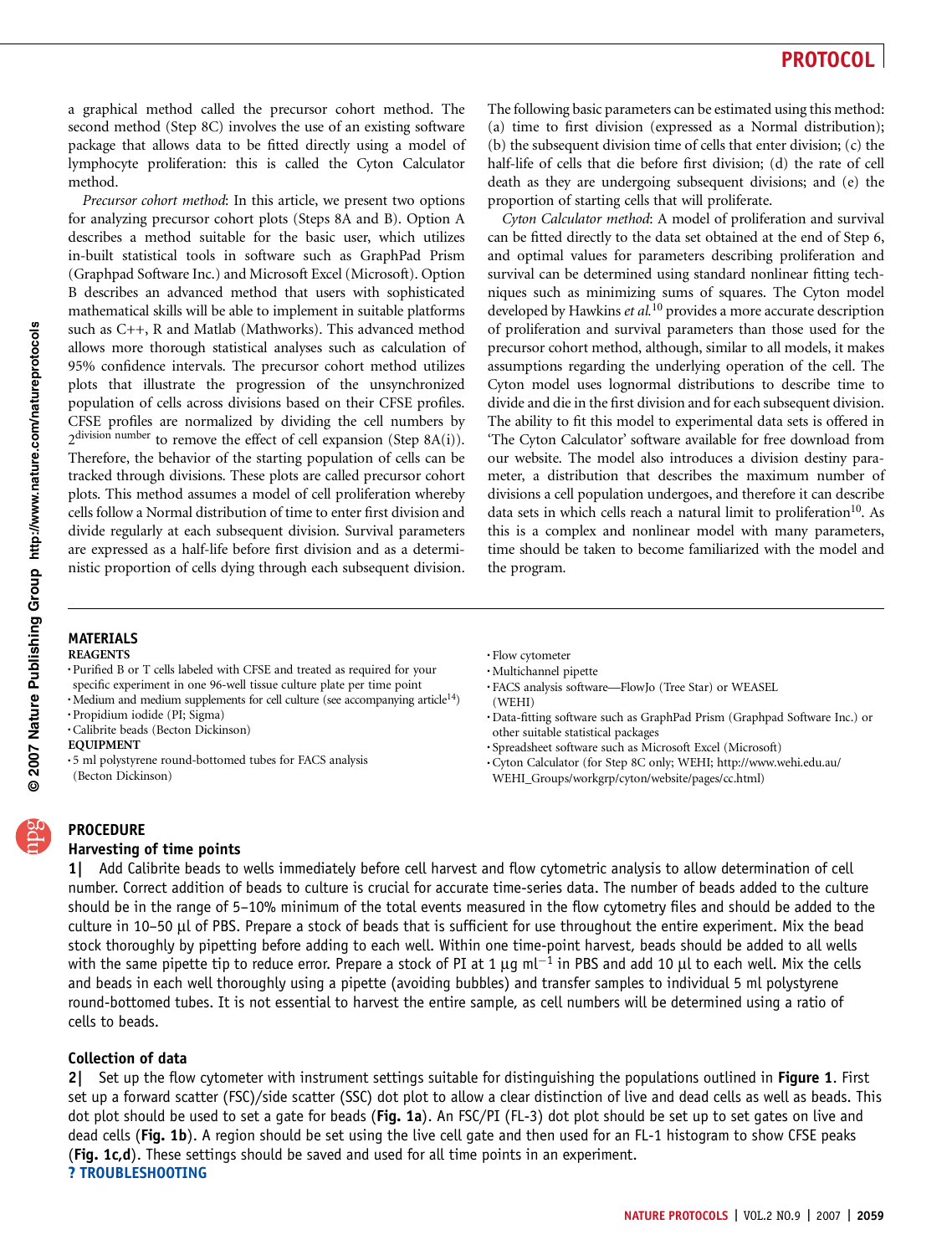a graphical method called the precursor cohort method. The second method (Step 8C) involves the use of an existing software package that allows data to be fitted directly using a model of lymphocyte proliferation: this is called the Cyton Calculator method.

*Precursor cohort method*: In this article, we present two options for analyzing precursor cohort plots (Steps 8A and B). Option A describes a method suitable for the basic user, which utilizes in-built statistical tools in software such as GraphPad Prism (Graphpad Software Inc.) and Microsoft Excel (Microsoft). Option B describes an advanced method that users with sophisticated mathematical skills will be able to implement in suitable platforms such as C++, R and Matlab (Mathworks). This advanced method allows more thorough statistical analyses such as calculation of 95% confidence intervals. The precursor cohort method utilizes plots that illustrate the progression of the unsynchronized population of cells across divisions based on their CFSE profiles. CFSE profiles are normalized by dividing the cell numbers by $2^{\text{division number}}$ to remove the effect of cell expansion (Step 8A(i)). Therefore, the behavior of the starting population of cells can be tracked through divisions. These plots are called precursor cohort plots. This method assumes a model of cell proliferation whereby cells follow a Normal distribution of time to enter first division and divide regularly at each subsequent division. Survival parameters are expressed as a half-life before first division and as a deterministic proportion of cells dying through each subsequent division.

The following basic parameters can be estimated using this method: (a) time to first division (expressed as a Normal distribution); (b) the subsequent division time of cells that enter division; (c) the half-life of cells that die before first division; (d) the rate of cell death as they are undergoing subsequent divisions; and (e) the proportion of starting cells that will proliferate.

*Cyton Calculator method*: A model of proliferation and survival can be fitted directly to the data set obtained at the end of Step 6, and optimal values for parameters describing proliferation and survival can be determined using standard nonlinear fitting techniques such as minimizing sums of squares. The Cyton model developed by Hawkins *et al.*[10] provides a more accurate description of proliferation and survival parameters than those used for the precursor cohort method, although, similar to all models, it makes assumptions regarding the underlying operation of the cell. The Cyton model uses lognormal distributions to describe time to divide and die in the first division and for each subsequent division. The ability to fit this model to experimental data sets is offered in 'The Cyton Calculator' software available for free download from our website. The model also introduces a division destiny parameter, a distribution that describes the maximum number of divisions a cell population undergoes, and therefore it can describe data sets in which cells reach a natural limit to proliferation[10]. As this is a complex and nonlinear model with many parameters, time should be taken to become familiarized with the model and the program.

## MATERIALS

### REAGENTS

- Purified B or T cells labeled with CFSE and treated as required for your specific experiment in one 96-well tissue culture plate per time point
- Medium and medium supplements for cell culture (see accompanying article[14])
- Propidium iodide (PI; Sigma)
- Calibrite beads (Becton Dickinson)

### EQUIPMENT

- 5 ml polystyrene round-bottomed tubes for FACS analysis (Becton Dickinson)
- Flow cytometer
- Multichannel pipette
- FACS analysis software—FlowJo (Tree Star) or WEASEL (WEHI)
- Data-fitting software such as GraphPad Prism (Graphpad Software Inc.) or other suitable statistical packages
- Spreadsheet software such as Microsoft Excel (Microsoft)
- Cyton Calculator (for Step 8C only; WEHI; http://www.wehi.edu.au/WEHI_Groups/workgrp/cyton/website/pages/cc.html)

## PROCEDURE

### Harvesting of time points

**1|** Add Calibrite beads to wells immediately before cell harvest and flow cytometric analysis to allow determination of cell number. Correct addition of beads to culture is crucial for accurate time-series data. The number of beads added to the culture should be in the range of 5–10% minimum of the total events measured in the flow cytometry files and should be added to the culture in 10–50 µl of PBS. Prepare a stock of beads that is sufficient for use throughout the entire experiment. Mix the bead stock thoroughly by pipetting before adding to each well. Within one time-point harvest, beads should be added to all wells with the same pipette tip to reduce error. Prepare a stock of PI at 1 µg $\text{ml}^{-1}$ in PBS and add 10 µl to each well. Mix the cells and beads in each well thoroughly using a pipette (avoiding bubbles) and transfer samples to individual 5 ml polystyrene round-bottomed tubes. It is not essential to harvest the entire sample, as cell numbers will be determined using a ratio of cells to beads.

### Collection of data

**2|** Set up the flow cytometer with instrument settings suitable for distinguishing the populations outlined in **Figure 1**. First set up a forward scatter (FSC)/side scatter (SSC) dot plot to allow a clear distinction of live and dead cells as well as beads. This dot plot should be used to set a gate for beads (**Fig. 1a**). An FSC/PI (FL-3) dot plot should be set up to set gates on live and dead cells (**Fig. 1b**). A region should be set using the live cell gate and then used for an FL-1 histogram to show CFSE peaks (**Fig. 1c,d**). These settings should be saved and used for all time points in an experiment.

? TROUBLESHOOTING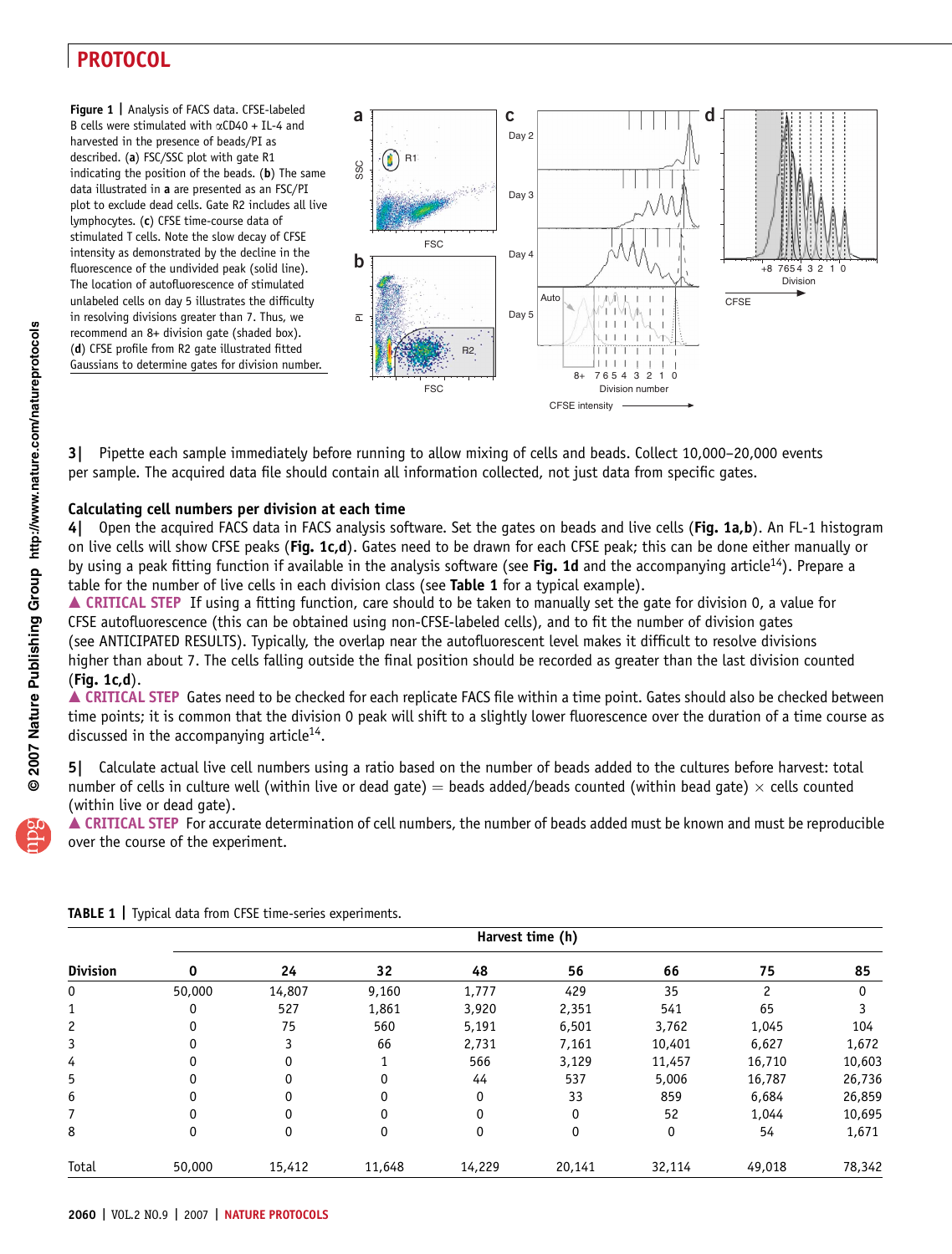**Figure 1 |** Analysis of FACS data. CFSE-labeled B cells were stimulated with αCD40 + IL-4 and harvested in the presence of beads/PI as described. (**a**) FSC/SSC plot with gate R1 indicating the position of the beads. (**b**) The same data illustrated in **a** are presented as an FSC/PI plot to exclude dead cells. Gate R2 includes all live lymphocytes. (**c**) CFSE time-course data of stimulated T cells. Note the slow decay of CFSE intensity as demonstrated by the decline in the fluorescence of the undivided peak (solid line). The location of autofluorescence of stimulated unlabeled cells on day 5 illustrates the difficulty in resolving divisions greater than 7. Thus, we recommend an 8+ division gate (shaded box). (**d**) CFSE profile from R2 gate illustrated fitted Gaussians to determine gates for division number.

**3|** Pipette each sample immediately before running to allow mixing of cells and beads. Collect 10,000–20,000 events per sample. The acquired data file should contain all information collected, not just data from specific gates.

### Calculating cell numbers per division at each time

**4|** Open the acquired FACS data in FACS analysis software. Set the gates on beads and live cells (**Fig. 1a,b**). An FL-1 histogram on live cells will show CFSE peaks (**Fig. 1c,d**). Gates need to be drawn for each CFSE peak; this can be done either manually or by using a peak fitting function if available in the analysis software (see **Fig. 1d** and the accompanying article[14]). Prepare a table for the number of live cells in each division class (see **Table 1** for a typical example).

▲ CRITICAL STEP If using a fitting function, care should to be taken to manually set the gate for division 0, a value for CFSE autofluorescence (this can be obtained using non-CFSE-labeled cells), and to fit the number of division gates (see ANTICIPATED RESULTS). Typically, the overlap near the autofluorescent level makes it difficult to resolve divisions higher than about 7. The cells falling outside the final position should be recorded as greater than the last division counted (**Fig. 1c,d**).

▲ CRITICAL STEP Gates need to be checked for each replicate FACS file within a time point. Gates should also be checked between time points; it is common that the division 0 peak will shift to a slightly lower fluorescence over the duration of a time course as discussed in the accompanying article[14].

**5|** Calculate actual live cell numbers using a ratio based on the number of beads added to the cultures before harvest: total number of cells in culture well (within live or dead gate) = beads added/beads counted (within bead gate) × cells counted (within live or dead gate).

▲ CRITICAL STEP For accurate determination of cell numbers, the number of beads added must be known and must be reproducible over the course of the experiment.

**TABLE 1 |** Typical data from CFSE time-series experiments.

| | Harvest time (h) | | | | | | | |
|---|---|---|---|---|---|---|---|---|
| **Division** | **0** | **24** | **32** | **48** | **56** | **66** | **75** | **85** |
| 0 | 50,000 | 14,807 | 9,160 | 1,777 | 429 | 35 | 2 | 0 |
| 1 | 0 | 527 | 1,861 | 3,920 | 2,351 | 541 | 65 | 3 |
| 2 | 0 | 75 | 560 | 5,191 | 6,501 | 3,762 | 1,045 | 104 |
| 3 | 0 | 3 | 66 | 2,731 | 7,161 | 10,401 | 6,627 | 1,672 |
| 4 | 0 | 0 | 1 | 566 | 3,129 | 11,457 | 16,710 | 10,603 |
| 5 | 0 | 0 | 0 | 44 | 537 | 5,006 | 16,787 | 26,736 |
| 6 | 0 | 0 | 0 | 0 | 33 | 859 | 6,684 | 26,859 |
| 7 | 0 | 0 | 0 | 0 | 0 | 52 | 1,044 | 10,695 |
| 8 | 0 | 0 | 0 | 0 | 0 | 0 | 54 | 1,671 |
| Total | 50,000 | 15,412 | 11,648 | 14,229 | 20,141 | 32,114 | 49,018 | 78,342 |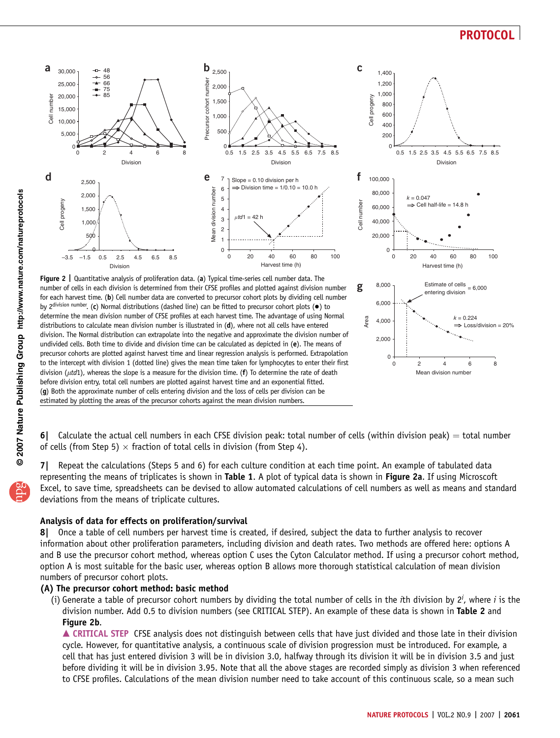Figure 2 | Quantitative analysis of proliferation data. (**a**) Typical time-series cell number data. The number of cells in each division is determined from their CFSE profiles and plotted against division number for each harvest time. (**b**) Cell number data are converted to precursor cohort plots by dividing cell number by $2^{\text{division number}}$. (**c**) Normal distributions (dashed line) can be fitted to precursor cohort plots (●) to determine the mean division number of CFSE profiles at each harvest time. The advantage of using Normal distributions to calculate mean division number is illustrated in (**d**), where not all cells have entered division. The Normal distribution can extrapolate into the negative and approximate the division number of undivided cells. Both time to divide and division time can be calculated as depicted in (**e**). The means of precursor cohorts are plotted against harvest time and linear regression analysis is performed. Extrapolation to the intercept with division 1 (dotted line) gives the mean time taken for lymphocytes to enter their first division ($\mu td1$), whereas the slope is a measure for the division time. (**f**) To determine the rate of death before division entry, total cell numbers are plotted against harvest time and an exponential fitted. (**g**) Both the approximate number of cells entering division and the loss of cells per division can be estimated by plotting the areas of the precursor cohorts against the mean division numbers.

**6|** Calculate the actual cell numbers in each CFSE division peak: total number of cells (within division peak) = total number of cells (from Step 5) × fraction of total cells in division (from Step 4).

**7|** Repeat the calculations (Steps 5 and 6) for each culture condition at each time point. An example of tabulated data representing the means of triplicates is shown in **Table 1**. A plot of typical data is shown in **Figure 2a**. If using Microscoft Excel, to save time, spreadsheets can be devised to allow automated calculations of cell numbers as well as means and standard deviations from the means of triplicate cultures.

### Analysis of data for effects on proliferation/survival

**8|** Once a table of cell numbers per harvest time is created, if desired, subject the data to further analysis to recover information about other proliferation parameters, including division and death rates. Two methods are offered here: options A and B use the precursor cohort method, whereas option C uses the Cyton Calculator method. If using a precursor cohort method, option A is most suitable for the basic user, whereas option B allows more thorough statistical calculation of mean division numbers of precursor cohort plots.

**(A) The precursor cohort method: basic method**

(i) Generate a table of precursor cohort numbers by dividing the total number of cells in the $i$th division by $2^i$, where $i$ is the division number. Add 0.5 to division numbers (see CRITICAL STEP). An example of these data is shown in **Table 2** and **Figure 2b**.

▲ **CRITICAL STEP** CFSE analysis does not distinguish between cells that have just divided and those late in their division cycle. However, for quantitative analysis, a continuous scale of division progression must be introduced. For example, a cell that has just entered division 3 will be in division 3.0, halfway through its division it will be in division 3.5 and just before dividing it will be in division 3.95. Note that all the above stages are recorded simply as division 3 when referenced to CFSE profiles. Calculations of the mean division number need to take account of this continuous scale, so a mean such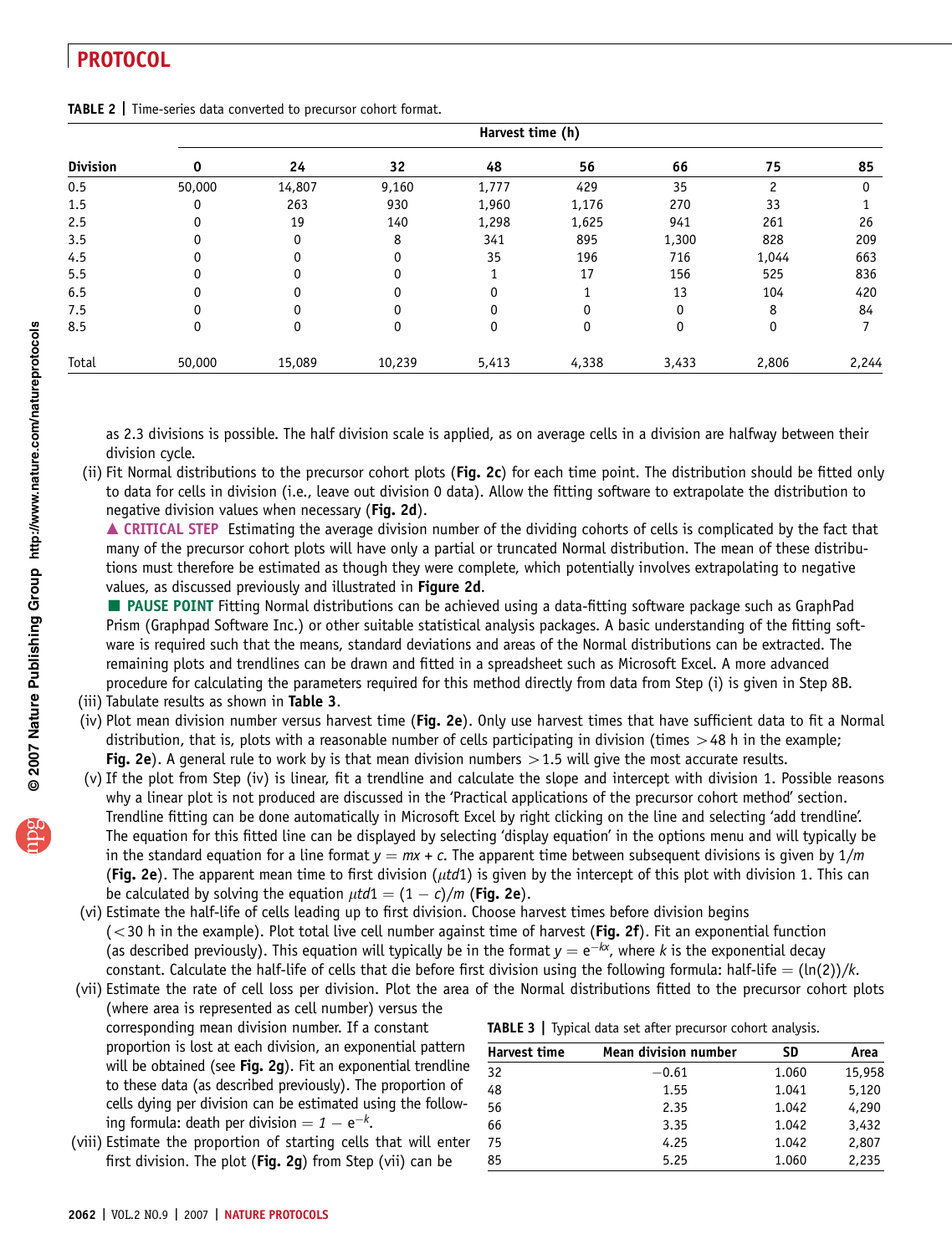**TABLE 2 |** Time-series data converted to precursor cohort format.

| | Harvest time (h) | | | | | | | |
|---|---|---|---|---|---|---|---|---|
| **Division** | **0** | **24** | **32** | **48** | **56** | **66** | **75** | **85** |
| 0.5 | 50,000 | 14,807 | 9,160 | 1,777 | 429 | 35 | 2 | 0 |
| 1.5 | 0 | 263 | 930 | 1,960 | 1,176 | 270 | 33 | 1 |
| 2.5 | 0 | 19 | 140 | 1,298 | 1,625 | 941 | 261 | 26 |
| 3.5 | 0 | 0 | 8 | 341 | 895 | 1,300 | 828 | 209 |
| 4.5 | 0 | 0 | 0 | 35 | 196 | 716 | 1,044 | 663 |
| 5.5 | 0 | 0 | 0 | 1 | 17 | 156 | 525 | 836 |
| 6.5 | 0 | 0 | 0 | 0 | 1 | 13 | 104 | 420 |
| 7.5 | 0 | 0 | 0 | 0 | 0 | 0 | 8 | 84 |
| 8.5 | 0 | 0 | 0 | 0 | 0 | 0 | 0 | 7 |
| Total | 50,000 | 15,089 | 10,239 | 5,413 | 4,338 | 3,433 | 2,806 | 2,244 |

as 2.3 divisions is possible. The half division scale is applied, as on average cells in a division are halfway between their division cycle.

(ii) Fit Normal distributions to the precursor cohort plots (**Fig. 2c**) for each time point. The distribution should be fitted only to data for cells in division (i.e., leave out division 0 data). Allow the fitting software to extrapolate the distribution to negative division values when necessary (**Fig. 2d**).

▲ **CRITICAL STEP** Estimating the average division number of the dividing cohorts of cells is complicated by the fact that many of the precursor cohort plots will have only a partial or truncated Normal distribution. The mean of these distributions must therefore be estimated as though they were complete, which potentially involves extrapolating to negative values, as discussed previously and illustrated in **Figure 2d**.

■ **PAUSE POINT** Fitting Normal distributions can be achieved using a data-fitting software package such as GraphPad Prism (Graphpad Software Inc.) or other suitable statistical analysis packages. A basic understanding of the fitting software is required such that the means, standard deviations and areas of the Normal distributions can be extracted. The remaining plots and trendlines can be drawn and fitted in a spreadsheet such as Microsoft Excel. A more advanced procedure for calculating the parameters required for this method directly from data from Step (i) is given in Step 8B.

(iii) Tabulate results as shown in **Table 3**.

(iv) Plot mean division number versus harvest time (**Fig. 2e**). Only use harvest times that have sufficient data to fit a Normal distribution, that is, plots with a reasonable number of cells participating in division (times >48 h in the example; **Fig. 2e**). A general rule to work by is that mean division numbers >1.5 will give the most accurate results.

(v) If the plot from Step (iv) is linear, fit a trendline and calculate the slope and intercept with division 1. Possible reasons why a linear plot is not produced are discussed in the 'Practical applications of the precursor cohort method' section. Trendline fitting can be done automatically in Microsoft Excel by right clicking on the line and selecting 'add trendline'. The equation for this fitted line can be displayed by selecting 'display equation' in the options menu and will typically be in the standard equation for a line format $y = mx + c$. The apparent time between subsequent divisions is given by $1/m$ (**Fig. 2e**). The apparent mean time to first division ($\mu td1$) is given by the intercept of this plot with division 1. This can be calculated by solving the equation $\mu td1 = (1 - c)/m$ (**Fig. 2e**).

(vi) Estimate the half-life of cells leading up to first division. Choose harvest times before division begins (<30 h in the example). Plot total live cell number against time of harvest (**Fig. 2f**). Fit an exponential function (as described previously). This equation will typically be in the format $y = e^{-kx}$, where $k$ is the exponential decay constant. Calculate the half-life of cells that die before first division using the following formula: half-life $= (\ln(2))/k$.

(vii) Estimate the rate of cell loss per division. Plot the area of the Normal distributions fitted to the precursor cohort plots (where area is represented as cell number) versus the corresponding mean division number. If a constant proportion is lost at each division, an exponential pattern will be obtained (see **Fig. 2g**). Fit an exponential trendline to these data (as described previously). The proportion of cells dying per division can be estimated using the following formula: death per division $= 1 - e^{-k}$.

(viii) Estimate the proportion of starting cells that will enter first division. The plot (**Fig. 2g**) from Step (vii) can be

**TABLE 3 |** Typical data set after precursor cohort analysis.

| Harvest time | Mean division number | SD | Area |
|---|---|---|---|
| 32 | −0.61 | 1.060 | 15,958 |
| 48 | 1.55 | 1.041 | 5,120 |
| 56 | 2.35 | 1.042 | 4,290 |
| 66 | 3.35 | 1.042 | 3,432 |
| 75 | 4.25 | 1.042 | 2,807 |
| 85 | 5.25 | 1.060 | 2,235 |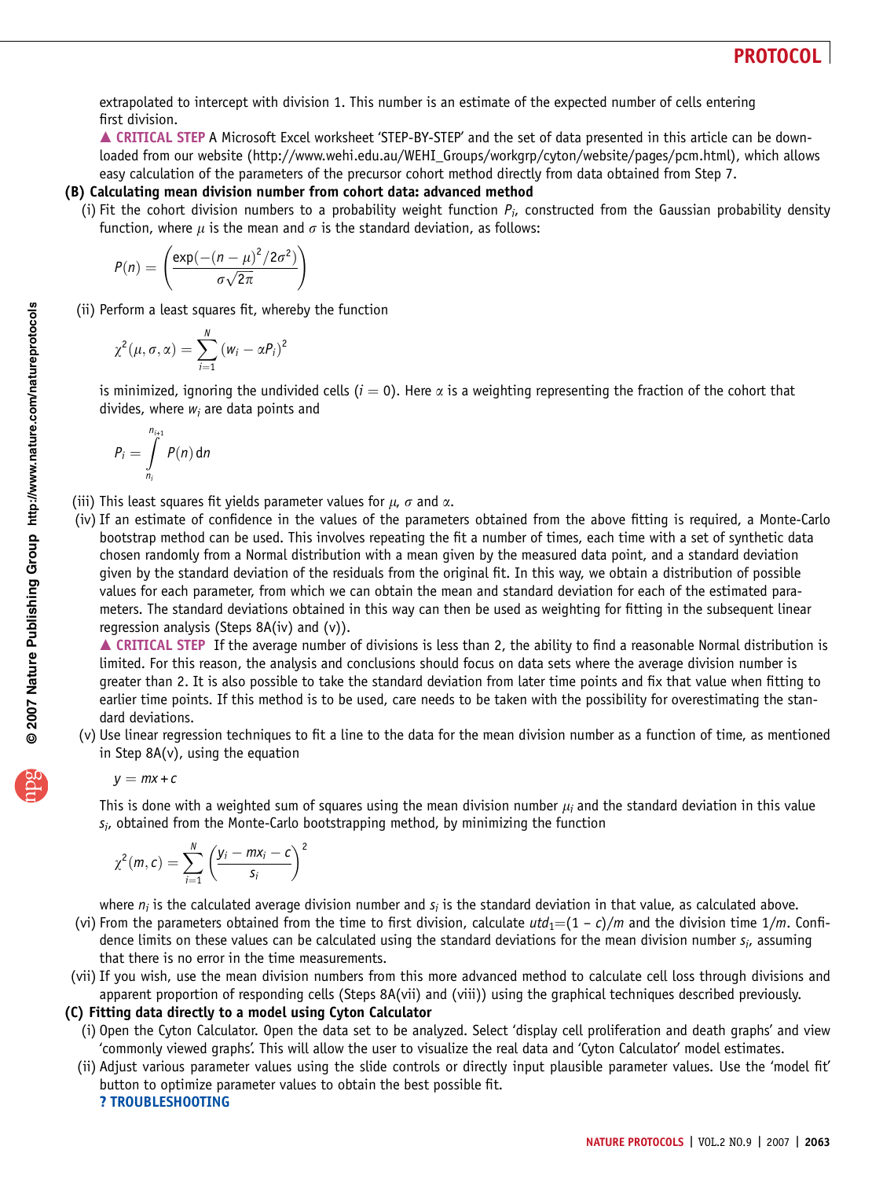extrapolated to intercept with division 1. This number is an estimate of the expected number of cells entering first division.

▲ **CRITICAL STEP** A Microsoft Excel worksheet 'STEP-BY-STEP' and the set of data presented in this article can be downloaded from our website (http://www.wehi.edu.au/WEHI_Groups/workgrp/cyton/website/pages/pcm.html), which allows easy calculation of the parameters of the precursor cohort method directly from data obtained from Step 7.

**(B) Calculating mean division number from cohort data: advanced method**

(i) Fit the cohort division numbers to a probability weight function $P_i$, constructed from the Gaussian probability density function, where $\mu$ is the mean and $\sigma$ is the standard deviation, as follows:

$$P(n) = \left( \frac{\exp(-(n-\mu)^2/2\sigma^2)}{\sigma\sqrt{2\pi}} \right)$$

(ii) Perform a least squares fit, whereby the function

$$\chi^2(\mu, \sigma, \alpha) = \sum_{i=1}^{N} (w_i - \alpha P_i)^2$$

is minimized, ignoring the undivided cells ($i = 0$). Here $\alpha$ is a weighting representing the fraction of the cohort that divides, where $w_i$ are data points and

$$P_i = \int_{n_i}^{n_{i+1}} P(n)\,\mathrm{d}n$$

(iii) This least squares fit yields parameter values for $\mu$, $\sigma$ and $\alpha$.

(iv) If an estimate of confidence in the values of the parameters obtained from the above fitting is required, a Monte-Carlo bootstrap method can be used. This involves repeating the fit a number of times, each time with a set of synthetic data chosen randomly from a Normal distribution with a mean given by the measured data point, and a standard deviation given by the standard deviation of the residuals from the original fit. In this way, we obtain a distribution of possible values for each parameter, from which we can obtain the mean and standard deviation for each of the estimated parameters. The standard deviations obtained in this way can then be used as weighting for fitting in the subsequent linear regression analysis (Steps 8A(iv) and (v)).

▲ **CRITICAL STEP** If the average number of divisions is less than 2, the ability to find a reasonable Normal distribution is limited. For this reason, the analysis and conclusions should focus on data sets where the average division number is greater than 2. It is also possible to take the standard deviation from later time points and fix that value when fitting to earlier time points. If this method is to be used, care needs to be taken with the possibility for overestimating the standard deviations.

(v) Use linear regression techniques to fit a line to the data for the mean division number as a function of time, as mentioned in Step 8A(v), using the equation

$$y = mx + c$$

This is done with a weighted sum of squares using the mean division number $\mu_i$ and the standard deviation in this value $s_i$, obtained from the Monte-Carlo bootstrapping method, by minimizing the function

$$\chi^2(m, c) = \sum_{i=1}^{N} \left( \frac{y_i - mx_i - c}{s_i} \right)^2$$

where $n_i$ is the calculated average division number and $s_i$ is the standard deviation in that value, as calculated above.

(vi) From the parameters obtained from the time to first division, calculate $utd_1 = (1 - c)/m$ and the division time $1/m$. Confidence limits on these values can be calculated using the standard deviations for the mean division number $s_i$, assuming that there is no error in the time measurements.

(vii) If you wish, use the mean division numbers from this more advanced method to calculate cell loss through divisions and apparent proportion of responding cells (Steps 8A(vii) and (viii)) using the graphical techniques described previously.

**(C) Fitting data directly to a model using Cyton Calculator**

(i) Open the Cyton Calculator. Open the data set to be analyzed. Select 'display cell proliferation and death graphs' and view 'commonly viewed graphs'. This will allow the user to visualize the real data and 'Cyton Calculator' model estimates.

(ii) Adjust various parameter values using the slide controls or directly input plausible parameter values. Use the 'model fit' button to optimize parameter values to obtain the best possible fit.

**? TROUBLESHOOTING**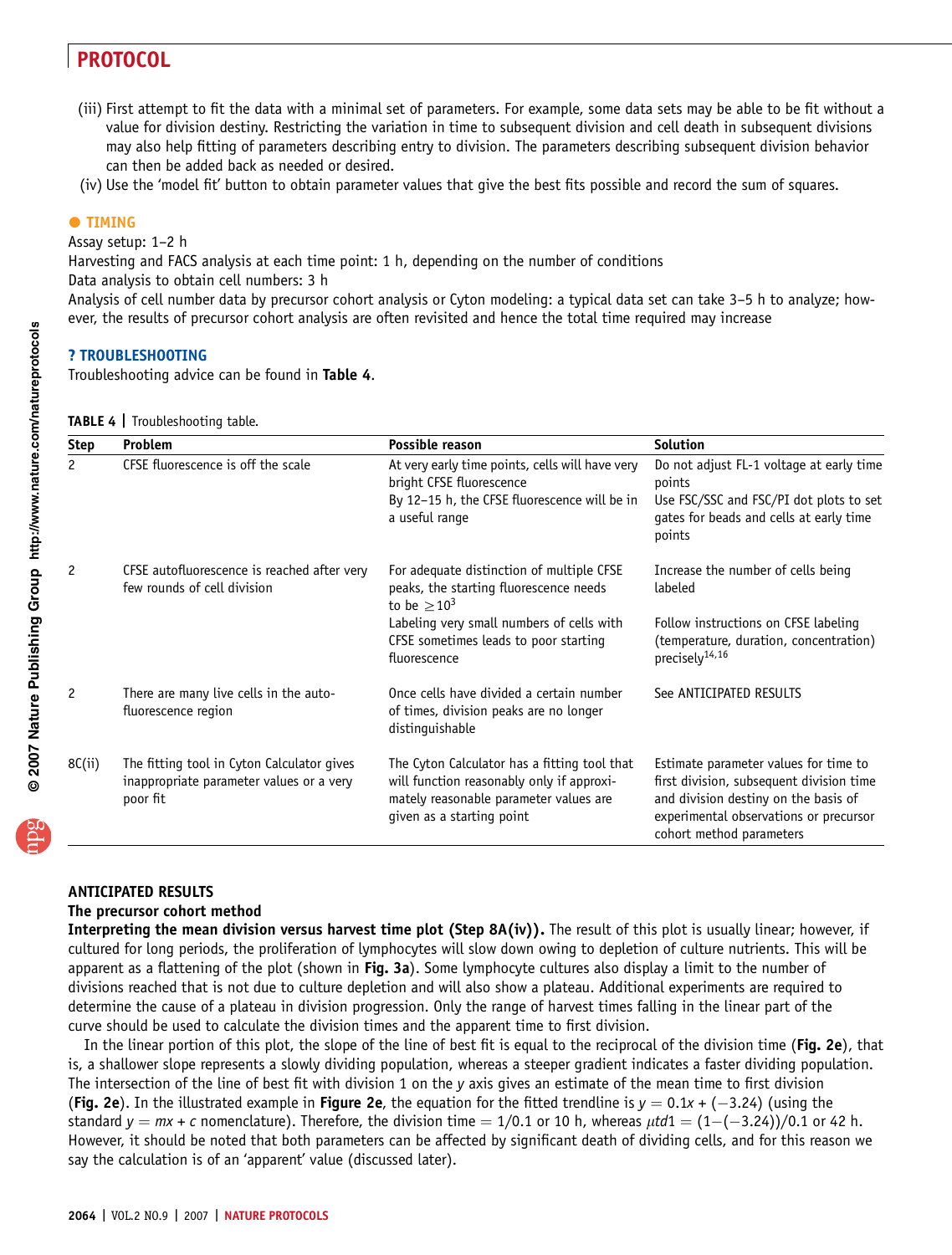(iii) First attempt to fit the data with a minimal set of parameters. For example, some data sets may be able to be fit without a value for division destiny. Restricting the variation in time to subsequent division and cell death in subsequent divisions may also help fitting of parameters describing entry to division. The parameters describing subsequent division behavior can then be added back as needed or desired.

(iv) Use the 'model fit' button to obtain parameter values that give the best fits possible and record the sum of squares.

● **TIMING**

Assay setup: 1–2 h

Harvesting and FACS analysis at each time point: 1 h, depending on the number of conditions

Data analysis to obtain cell numbers: 3 h

Analysis of cell number data by precursor cohort analysis or Cyton modeling: a typical data set can take 3–5 h to analyze; however, the results of precursor cohort analysis are often revisited and hence the total time required may increase

**? TROUBLESHOOTING**

Troubleshooting advice can be found in **Table 4**.

**TABLE 4 |** Troubleshooting table.

| Step | Problem | Possible reason | Solution |
|---|---|---|---|
| 2 | CFSE fluorescence is off the scale | At very early time points, cells will have very bright CFSE fluorescence<br>By 12–15 h, the CFSE fluorescence will be in a useful range | Do not adjust FL-1 voltage at early time points<br>Use FSC/SSC and FSC/PI dot plots to set gates for beads and cells at early time points |
| 2 | CFSE autofluorescence is reached after very few rounds of cell division | For adequate distinction of multiple CFSE peaks, the starting fluorescence needs to be $\geq 10^3$<br>Labeling very small numbers of cells with CFSE sometimes leads to poor starting fluorescence | Increase the number of cells being labeled<br>Follow instructions on CFSE labeling (temperature, duration, concentration) precisely[14,16] |
| 2 | There are many live cells in the auto-fluorescence region | Once cells have divided a certain number of times, division peaks are no longer distinguishable | See ANTICIPATED RESULTS |
| 8C(ii) | The fitting tool in Cyton Calculator gives inappropriate parameter values or a very poor fit | The Cyton Calculator has a fitting tool that will function reasonably only if approximately reasonable parameter values are given as a starting point | Estimate parameter values for time to first division, subsequent division time and division destiny on the basis of experimental observations or precursor cohort method parameters |

## ANTICIPATED RESULTS

### The precursor cohort method

**Interpreting the mean division versus harvest time plot (Step 8A(iv)).** The result of this plot is usually linear; however, if cultured for long periods, the proliferation of lymphocytes will slow down owing to depletion of culture nutrients. This will be apparent as a flattening of the plot (shown in **Fig. 3a**). Some lymphocyte cultures also display a limit to the number of divisions reached that is not due to culture depletion and will also show a plateau. Additional experiments are required to determine the cause of a plateau in division progression. Only the range of harvest times falling in the linear part of the curve should be used to calculate the division times and the apparent time to first division.

In the linear portion of this plot, the slope of the line of best fit is equal to the reciprocal of the division time (**Fig. 2e**), that is, a shallower slope represents a slowly dividing population, whereas a steeper gradient indicates a faster dividing population. The intersection of the line of best fit with division 1 on the $y$ axis gives an estimate of the mean time to first division (**Fig. 2e**). In the illustrated example in **Figure 2e**, the equation for the fitted trendline is $y = 0.1x + (-3.24)$ (using the standard $y = mx + c$ nomenclature). Therefore, the division time = 1/0.1 or 10 h, whereas $\mu td1 = (1-(-3.24))/0.1$ or 42 h. However, it should be noted that both parameters can be affected by significant death of dividing cells, and for this reason we say the calculation is of an 'apparent' value (discussed later).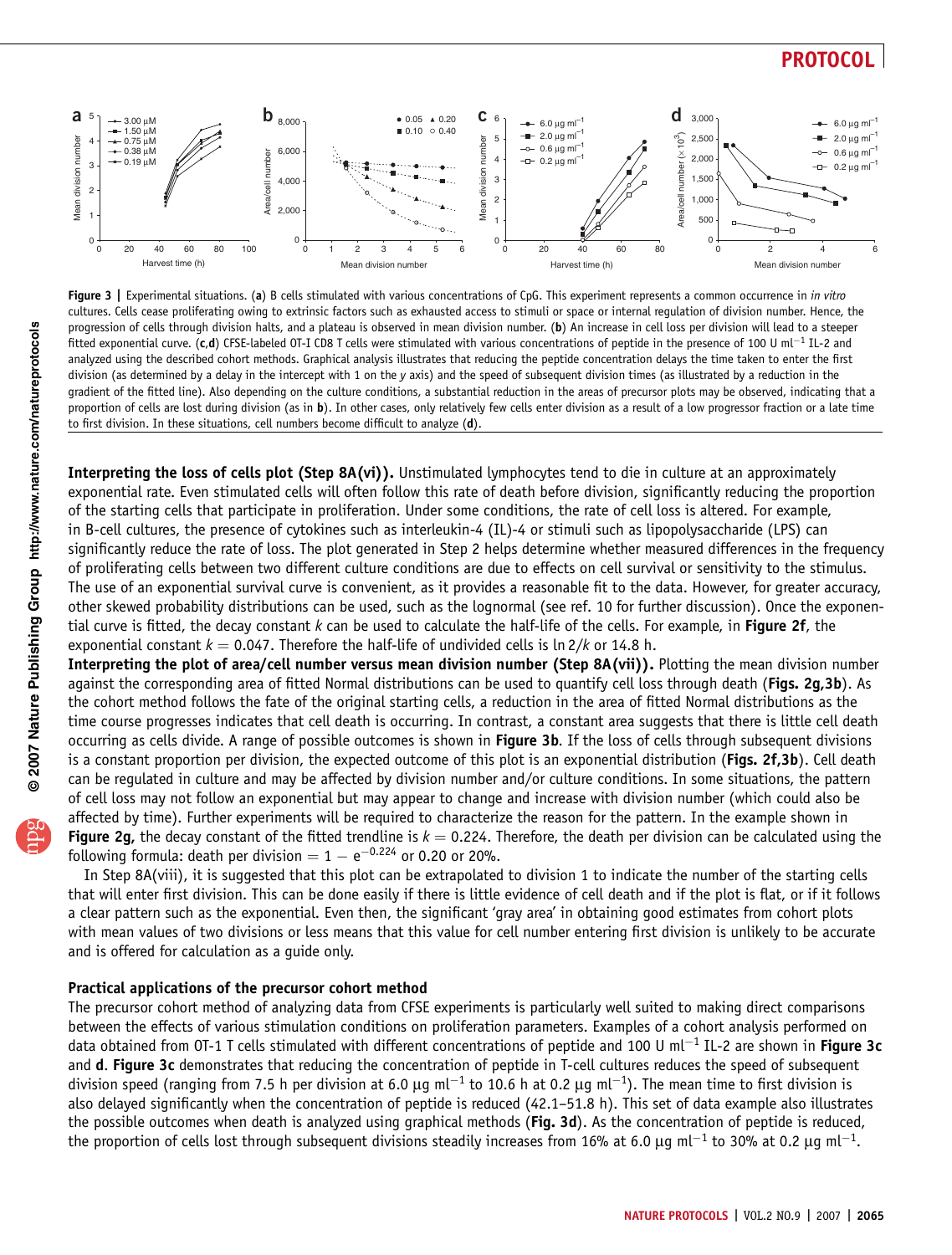**Figure 3 |** Experimental situations. (**a**) B cells stimulated with various concentrations of CpG. This experiment represents a common occurrence in *in vitro* cultures. Cells cease proliferating owing to extrinsic factors such as exhausted access to stimuli or space or internal regulation of division number. Hence, the progression of cells through division halts, and a plateau is observed in mean division number. (**b**) An increase in cell loss per division will lead to a steeper fitted exponential curve. (**c**,**d**) CFSE-labeled OT-I CD8 T cells were stimulated with various concentrations of peptide in the presence of 100 U ml$^{-1}$ IL-2 and analyzed using the described cohort methods. Graphical analysis illustrates that reducing the peptide concentration delays the time taken to enter the first division (as determined by a delay in the intercept with 1 on the *y* axis) and the speed of subsequent division times (as illustrated by a reduction in the gradient of the fitted line). Also depending on the culture conditions, a substantial reduction in the areas of precursor plots may be observed, indicating that a proportion of cells are lost during division (as in **b**). In other cases, only relatively few cells enter division as a result of a low progressor fraction or a late time to first division. In these situations, cell numbers become difficult to analyze (**d**).

**Interpreting the loss of cells plot (Step 8A(vi)).** Unstimulated lymphocytes tend to die in culture at an approximately exponential rate. Even stimulated cells will often follow this rate of death before division, significantly reducing the proportion of the starting cells that participate in proliferation. Under some conditions, the rate of cell loss is altered. For example, in B-cell cultures, the presence of cytokines such as interleukin-4 (IL)-4 or stimuli such as lipopolysaccharide (LPS) can significantly reduce the rate of loss. The plot generated in Step 2 helps determine whether measured differences in the frequency of proliferating cells between two different culture conditions are due to effects on cell survival or sensitivity to the stimulus. The use of an exponential survival curve is convenient, as it provides a reasonable fit to the data. However, for greater accuracy, other skewed probability distributions can be used, such as the lognormal (see ref. 10 for further discussion). Once the exponential curve is fitted, the decay constant $k$ can be used to calculate the half-life of the cells. For example, in **Figure 2f**, the exponential constant $k = 0.047$. Therefore the half-life of undivided cells is $\ln 2/k$ or 14.8 h.

**Interpreting the plot of area/cell number versus mean division number (Step 8A(vii)).** Plotting the mean division number against the corresponding area of fitted Normal distributions can be used to quantify cell loss through death (**Figs. 2g,3b**). As the cohort method follows the fate of the original starting cells, a reduction in the area of fitted Normal distributions as the time course progresses indicates that cell death is occurring. In contrast, a constant area suggests that there is little cell death occurring as cells divide. A range of possible outcomes is shown in **Figure 3b**. If the loss of cells through subsequent divisions is a constant proportion per division, the expected outcome of this plot is an exponential distribution (**Figs. 2f,3b**). Cell death can be regulated in culture and may be affected by division number and/or culture conditions. In some situations, the pattern of cell loss may not follow an exponential but may appear to change and increase with division number (which could also be affected by time). Further experiments will be required to characterize the reason for the pattern. In the example shown in **Figure 2g**, the decay constant of the fitted trendline is $k = 0.224$. Therefore, the death per division can be calculated using the following formula: death per division $= 1 - e^{-0.224}$ or 0.20 or 20%.

In Step 8A(viii), it is suggested that this plot can be extrapolated to division 1 to indicate the number of the starting cells that will enter first division. This can be done easily if there is little evidence of cell death and if the plot is flat, or if it follows a clear pattern such as the exponential. Even then, the significant 'gray area' in obtaining good estimates from cohort plots with mean values of two divisions or less means that this value for cell number entering first division is unlikely to be accurate and is offered for calculation as a guide only.

### Practical applications of the precursor cohort method

The precursor cohort method of analyzing data from CFSE experiments is particularly well suited to making direct comparisons between the effects of various stimulation conditions on proliferation parameters. Examples of a cohort analysis performed on data obtained from OT-1 T cells stimulated with different concentrations of peptide and 100 U ml$^{-1}$ IL-2 are shown in **Figure 3c** and **d**. **Figure 3c** demonstrates that reducing the concentration of peptide in T-cell cultures reduces the speed of subsequent division speed (ranging from 7.5 h per division at 6.0 µg ml$^{-1}$ to 10.6 h at 0.2 µg ml$^{-1}$). The mean time to first division is also delayed significantly when the concentration of peptide is reduced (42.1–51.8 h). This set of data example also illustrates the possible outcomes when death is analyzed using graphical methods (**Fig. 3d**). As the concentration of peptide is reduced, the proportion of cells lost through subsequent divisions steadily increases from 16% at 6.0 µg ml$^{-1}$ to 30% at 0.2 µg ml$^{-1}$.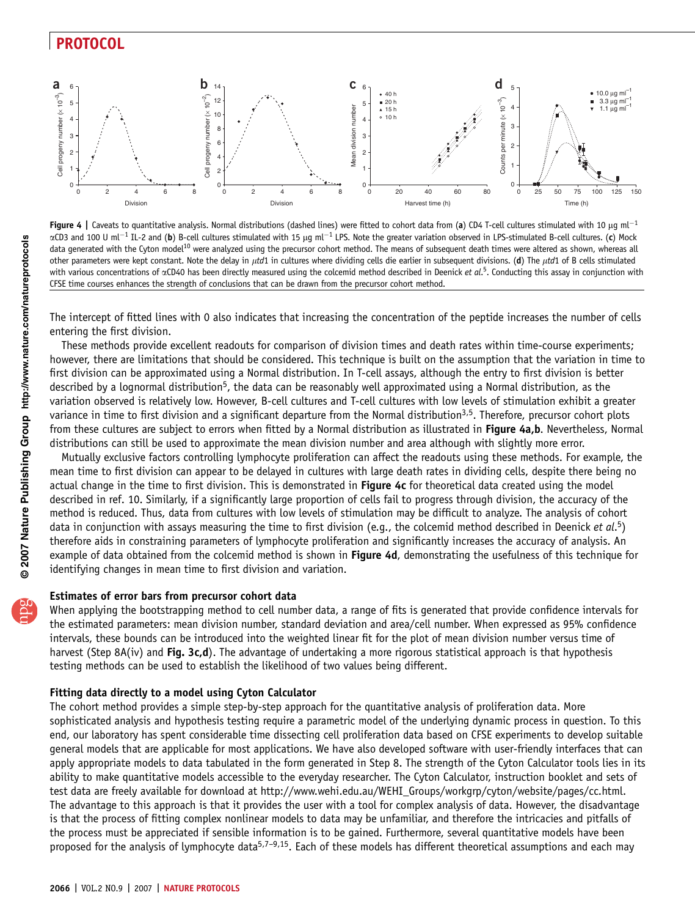Figure 4 | Caveats to quantitative analysis. Normal distributions (dashed lines) were fitted to cohort data from (**a**) CD4 T-cell cultures stimulated with 10 μg ml$^{-1}$ αCD3 and 100 U ml$^{-1}$ IL-2 and (**b**) B-cell cultures stimulated with 15 μg ml$^{-1}$ LPS. Note the greater variation observed in LPS-stimulated B-cell cultures. (**c**) Mock data generated with the Cyton model[10] were analyzed using the precursor cohort method. The means of subsequent death times were altered as shown, whereas all other parameters were kept constant. Note the delay in *μtd*1 in cultures where dividing cells die earlier in subsequent divisions. (**d**) The *μtd*1 of B cells stimulated with various concentrations of αCD40 has been directly measured using the colcemid method described in Deenick *et al.*[5]. Conducting this assay in conjunction with CFSE time courses enhances the strength of conclusions that can be drawn from the precursor cohort method.

The intercept of fitted lines with 0 also indicates that increasing the concentration of the peptide increases the number of cells entering the first division.

These methods provide excellent readouts for comparison of division times and death rates within time-course experiments; however, there are limitations that should be considered. This technique is built on the assumption that the variation in time to first division can be approximated using a Normal distribution. In T-cell assays, although the entry to first division is better described by a lognormal distribution[5], the data can be reasonably well approximated using a Normal distribution, as the variation observed is relatively low. However, B-cell cultures and T-cell cultures with low levels of stimulation exhibit a greater variance in time to first division and a significant departure from the Normal distribution[3,5]. Therefore, precursor cohort plots from these cultures are subject to errors when fitted by a Normal distribution as illustrated in **Figure 4a,b**. Nevertheless, Normal distributions can still be used to approximate the mean division number and area although with slightly more error.

Mutually exclusive factors controlling lymphocyte proliferation can affect the readouts using these methods. For example, the mean time to first division can appear to be delayed in cultures with large death rates in dividing cells, despite there being no actual change in the time to first division. This is demonstrated in **Figure 4c** for theoretical data created using the model described in ref. 10. Similarly, if a significantly large proportion of cells fail to progress through division, the accuracy of the method is reduced. Thus, data from cultures with low levels of stimulation may be difficult to analyze. The analysis of cohort data in conjunction with assays measuring the time to first division (e.g., the colcemid method described in Deenick *et al.*[5]) therefore aids in constraining parameters of lymphocyte proliferation and significantly increases the accuracy of analysis. An example of data obtained from the colcemid method is shown in **Figure 4d**, demonstrating the usefulness of this technique for identifying changes in mean time to first division and variation.

### Estimates of error bars from precursor cohort data

When applying the bootstrapping method to cell number data, a range of fits is generated that provide confidence intervals for the estimated parameters: mean division number, standard deviation and area/cell number. When expressed as 95% confidence intervals, these bounds can be introduced into the weighted linear fit for the plot of mean division number versus time of harvest (Step 8A(iv) and **Fig. 3c,d**). The advantage of undertaking a more rigorous statistical approach is that hypothesis testing methods can be used to establish the likelihood of two values being different.

### Fitting data directly to a model using Cyton Calculator

The cohort method provides a simple step-by-step approach for the quantitative analysis of proliferation data. More sophisticated analysis and hypothesis testing require a parametric model of the underlying dynamic process in question. To this end, our laboratory has spent considerable time dissecting cell proliferation data based on CFSE experiments to develop suitable general models that are applicable for most applications. We have also developed software with user-friendly interfaces that can apply appropriate models to data tabulated in the form generated in Step 8. The strength of the Cyton Calculator tools lies in its ability to make quantitative models accessible to the everyday researcher. The Cyton Calculator, instruction booklet and sets of test data are freely available for download at http://www.wehi.edu.au/WEHI_Groups/workgrp/cyton/website/pages/cc.html. The advantage to this approach is that it provides the user with a tool for complex analysis of data. However, the disadvantage is that the process of fitting complex nonlinear models to data may be unfamiliar, and therefore the intricacies and pitfalls of the process must be appreciated if sensible information is to be gained. Furthermore, several quantitative models have been proposed for the analysis of lymphocyte data[5,7–9,15]. Each of these models has different theoretical assumptions and each may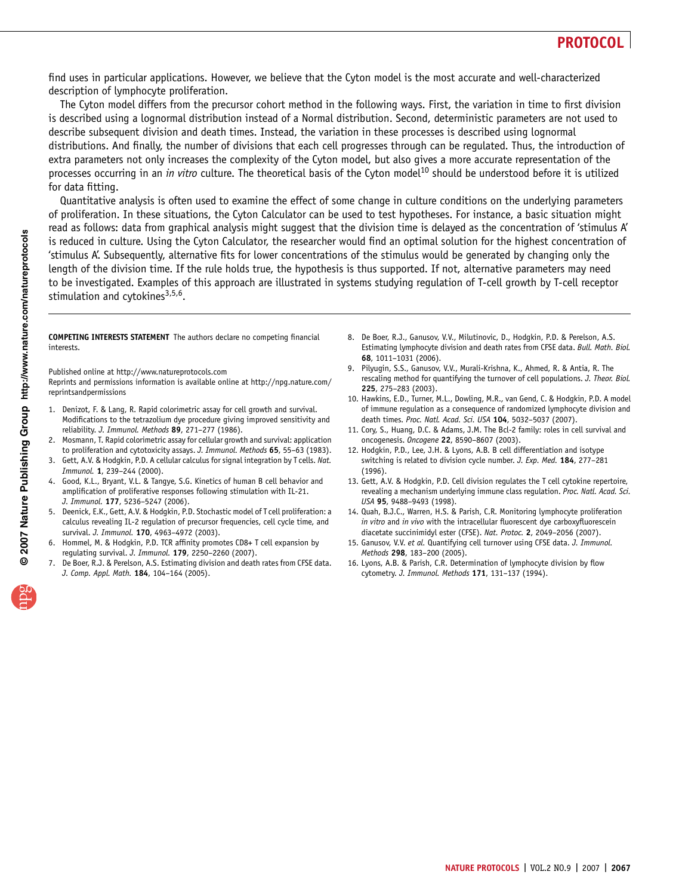find uses in particular applications. However, we believe that the Cyton model is the most accurate and well-characterized description of lymphocyte proliferation.

The Cyton model differs from the precursor cohort method in the following ways. First, the variation in time to first division is described using a lognormal distribution instead of a Normal distribution. Second, deterministic parameters are not used to describe subsequent division and death times. Instead, the variation in these processes is described using lognormal distributions. And finally, the number of divisions that each cell progresses through can be regulated. Thus, the introduction of extra parameters not only increases the complexity of the Cyton model, but also gives a more accurate representation of the processes occurring in an *in vitro* culture. The theoretical basis of the Cyton model[10] should be understood before it is utilized for data fitting.

Quantitative analysis is often used to examine the effect of some change in culture conditions on the underlying parameters of proliferation. In these situations, the Cyton Calculator can be used to test hypotheses. For instance, a basic situation might read as follows: data from graphical analysis might suggest that the division time is delayed as the concentration of 'stimulus A' is reduced in culture. Using the Cyton Calculator, the researcher would find an optimal solution for the highest concentration of 'stimulus A'. Subsequently, alternative fits for lower concentrations of the stimulus would be generated by changing only the length of the division time. If the rule holds true, the hypothesis is thus supported. If not, alternative parameters may need to be investigated. Examples of this approach are illustrated in systems studying regulation of T-cell growth by T-cell receptor stimulation and cytokines[3,5,6].

**COMPETING INTERESTS STATEMENT** The authors declare no competing financial interests.

Published online at http://www.natureprotocols.com
Reprints and permissions information is available online at http://npg.nature.com/reprintsandpermissions

1. Denizot, F. & Lang, R. Rapid colorimetric assay for cell growth and survival. Modifications to the tetrazolium dye procedure giving improved sensitivity and reliability. *J. Immunol. Methods* **89**, 271–277 (1986).
2. Mosmann, T. Rapid colorimetric assay for cellular growth and survival: application to proliferation and cytotoxicity assays. *J. Immunol. Methods* **65**, 55–63 (1983).
3. Gett, A.V. & Hodgkin, P.D. A cellular calculus for signal integration by T cells. *Nat. Immunol.* **1**, 239–244 (2000).
4. Good, K.L., Bryant, V.L. & Tangye, S.G. Kinetics of human B cell behavior and amplification of proliferative responses following stimulation with IL-21. *J. Immunol.* **177**, 5236–5247 (2006).
5. Deenick, E.K., Gett, A.V. & Hodgkin, P.D. Stochastic model of T cell proliferation: a calculus revealing IL-2 regulation of precursor frequencies, cell cycle time, and survival. *J. Immunol.* **170**, 4963–4972 (2003).
6. Hommel, M. & Hodgkin, P.D. TCR affinity promotes CD8+ T cell expansion by regulating survival. *J. Immunol.* **179**, 2250–2260 (2007).
7. De Boer, R.J. & Perelson, A.S. Estimating division and death rates from CFSE data. *J. Comp. Appl. Math.* **184**, 104–164 (2005).
8. De Boer, R.J., Ganusov, V.V., Milutinovic, D., Hodgkin, P.D. & Perelson, A.S. Estimating lymphocyte division and death rates from CFSE data. *Bull. Math. Biol.* **68**, 1011–1031 (2006).
9. Pilyugin, S.S., Ganusov, V.V., Murali-Krishna, K., Ahmed, R. & Antia, R. The rescaling method for quantifying the turnover of cell populations. *J. Theor. Biol.* **225**, 275–283 (2003).
10. Hawkins, E.D., Turner, M.L., Dowling, M.R., van Gend, C. & Hodgkin, P.D. A model of immune regulation as a consequence of randomized lymphocyte division and death times. *Proc. Natl. Acad. Sci. USA* **104**, 5032–5037 (2007).
11. Cory, S., Huang, D.C. & Adams, J.M. The Bcl-2 family: roles in cell survival and oncogenesis. *Oncogene* **22**, 8590–8607 (2003).
12. Hodgkin, P.D., Lee, J.H. & Lyons, A.B. B cell differentiation and isotype switching is related to division cycle number. *J. Exp. Med.* **184**, 277–281 (1996).
13. Gett, A.V. & Hodgkin, P.D. Cell division regulates the T cell cytokine repertoire, revealing a mechanism underlying immune class regulation. *Proc. Natl. Acad. Sci. USA* **95**, 9488–9493 (1998).
14. Quah, B.J.C., Warren, H.S. & Parish, C.R. Monitoring lymphocyte proliferation *in vitro* and *in vivo* with the intracellular fluorescent dye carboxyfluorescein diacetate succinimidyl ester (CFSE). *Nat. Protoc.* **2**, 2049–2056 (2007).
15. Ganusov, V.V. *et al.* Quantifying cell turnover using CFSE data. *J. Immunol. Methods* **298**, 183–200 (2005).
16. Lyons, A.B. & Parish, C.R. Determination of lymphocyte division by flow cytometry. *J. Immunol. Methods* **171**, 131–137 (1994).